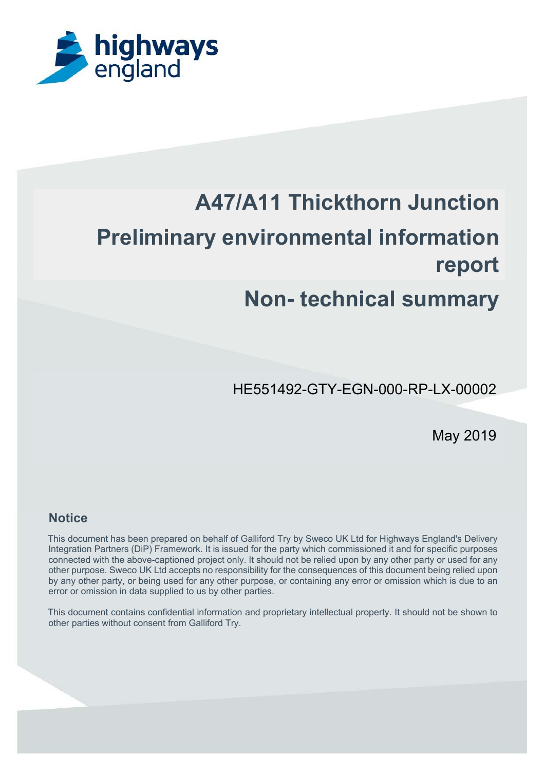highways england

# A47/A11 Thickthorn Junction

# Preliminary environmental information report

## Non- technical summary

HE551492-GTY-EGN-000-RP-LX-00002

May 2019

### Notice

This document has been prepared on behalf of Galliford Try by Sweco UK Ltd for Highways England's Delivery Integration Partners (DiP) Framework. It is issued for the party which commissioned it and for specific purposes connected with the above-captioned project only. It should not be relied upon by any other party or used for any other purpose. Sweco UK Ltd accepts no responsibility for the consequences of this document being relied upon by any other party, or being used for any other purpose, or containing any error or omission which is due to an error or omission in data supplied to us by other parties.

This document contains confidential information and proprietary intellectual property. It should not be shown to other parties without consent from Galliford Try.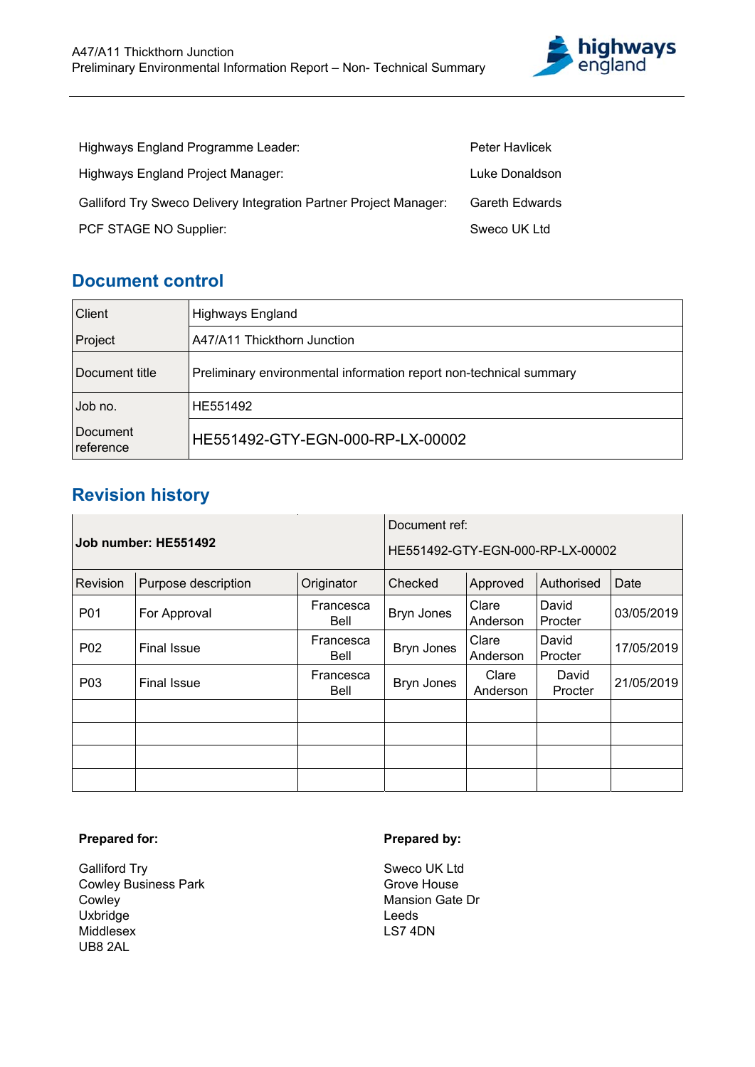| | |
|---|---|
| Highways England Programme Leader: | Peter Havlicek |
| Highways England Project Manager: | Luke Donaldson |
| Galliford Try Sweco Delivery Integration Partner Project Manager: | Gareth Edwards |
| PCF STAGE NO Supplier: | Sweco UK Ltd |

## Document control

| | |
|---|---|
| Client | Highways England |
| Project | A47/A11 Thickthorn Junction |
| Document title | Preliminary environmental information report non-technical summary |
| Job no. | HE551492 |
| Document reference | HE551492-GTY-EGN-000-RP-LX-00002 |

## Revision history

| **Job number: HE551492** | | | Document ref: HE551492-GTY-EGN-000-RP-LX-00002 | | | |
|---|---|---|---|---|---|---|
| Revision | Purpose description | Originator | Checked | Approved | Authorised | Date |
| P01 | For Approval | Francesca Bell | Bryn Jones | Clare Anderson | David Procter | 03/05/2019 |
| P02 | Final Issue | Francesca Bell | Bryn Jones | Clare Anderson | David Procter | 17/05/2019 |
| P03 | Final Issue | Francesca Bell | Bryn Jones | Clare Anderson | David Procter | 21/05/2019 |
| | | | | | | |
| | | | | | | |
| | | | | | | |
| | | | | | | |

**Prepared for:**

Galliford Try
Cowley Business Park
Cowley
Uxbridge
Middlesex
UB8 2AL

**Prepared by:**

Sweco UK Ltd
Grove House
Mansion Gate Dr
Leeds
LS7 4DN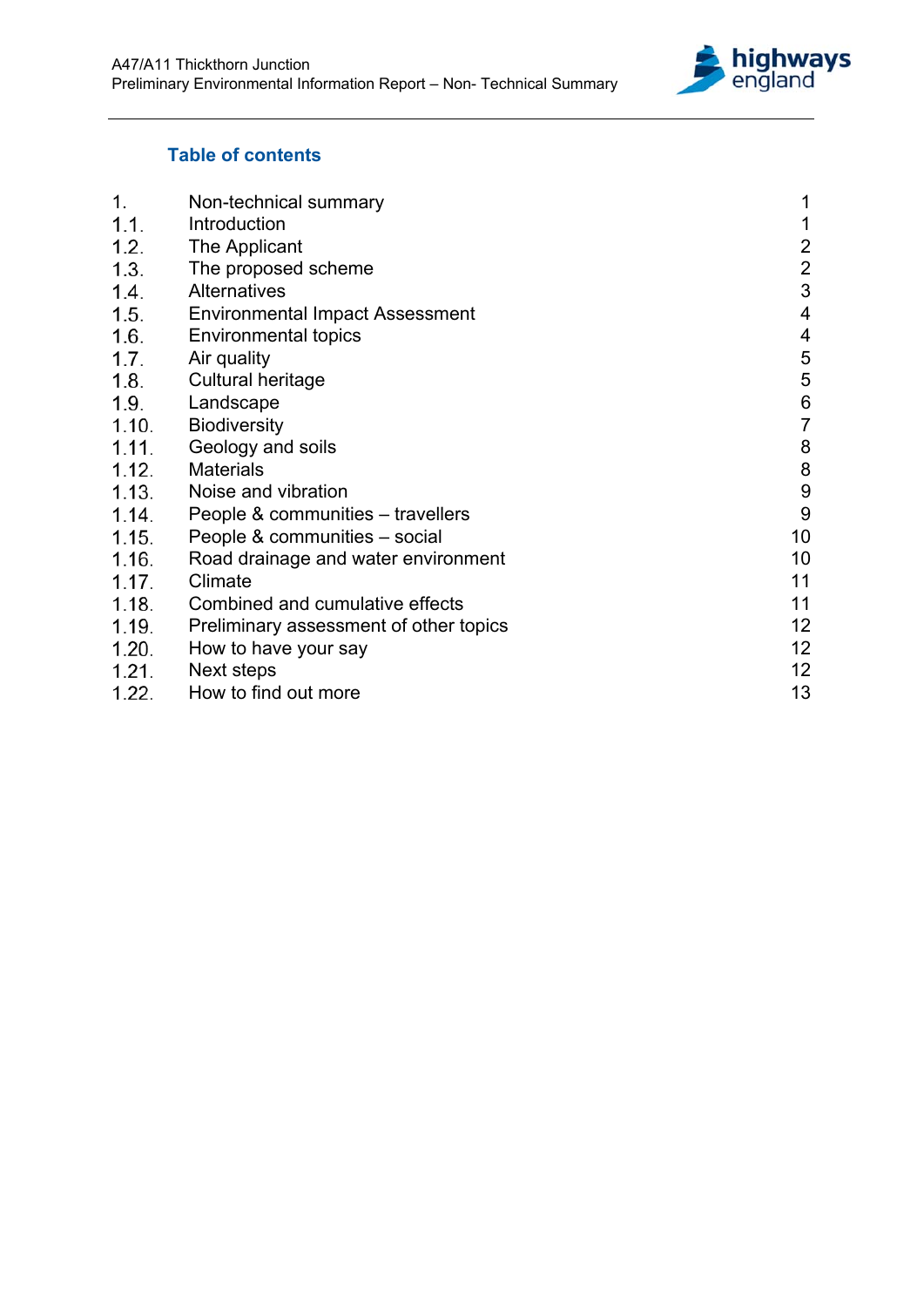## Table of contents

| | | |
|---|---|---|
| 1. | Non-technical summary | 1 |
| 1.1. | Introduction | 1 |
| 1.2. | The Applicant | 2 |
| 1.3. | The proposed scheme | 2 |
| 1.4. | Alternatives | 3 |
| 1.5. | Environmental Impact Assessment | 4 |
| 1.6. | Environmental topics | 4 |
| 1.7. | Air quality | 5 |
| 1.8. | Cultural heritage | 5 |
| 1.9. | Landscape | 6 |
| 1.10. | Biodiversity | 7 |
| 1.11. | Geology and soils | 8 |
| 1.12. | Materials | 8 |
| 1.13. | Noise and vibration | 9 |
| 1.14. | People & communities – travellers | 9 |
| 1.15. | People & communities – social | 10 |
| 1.16. | Road drainage and water environment | 10 |
| 1.17. | Climate | 11 |
| 1.18. | Combined and cumulative effects | 11 |
| 1.19. | Preliminary assessment of other topics | 12 |
| 1.20. | How to have your say | 12 |
| 1.21. | Next steps | 12 |
| 1.22. | How to find out more | 13 |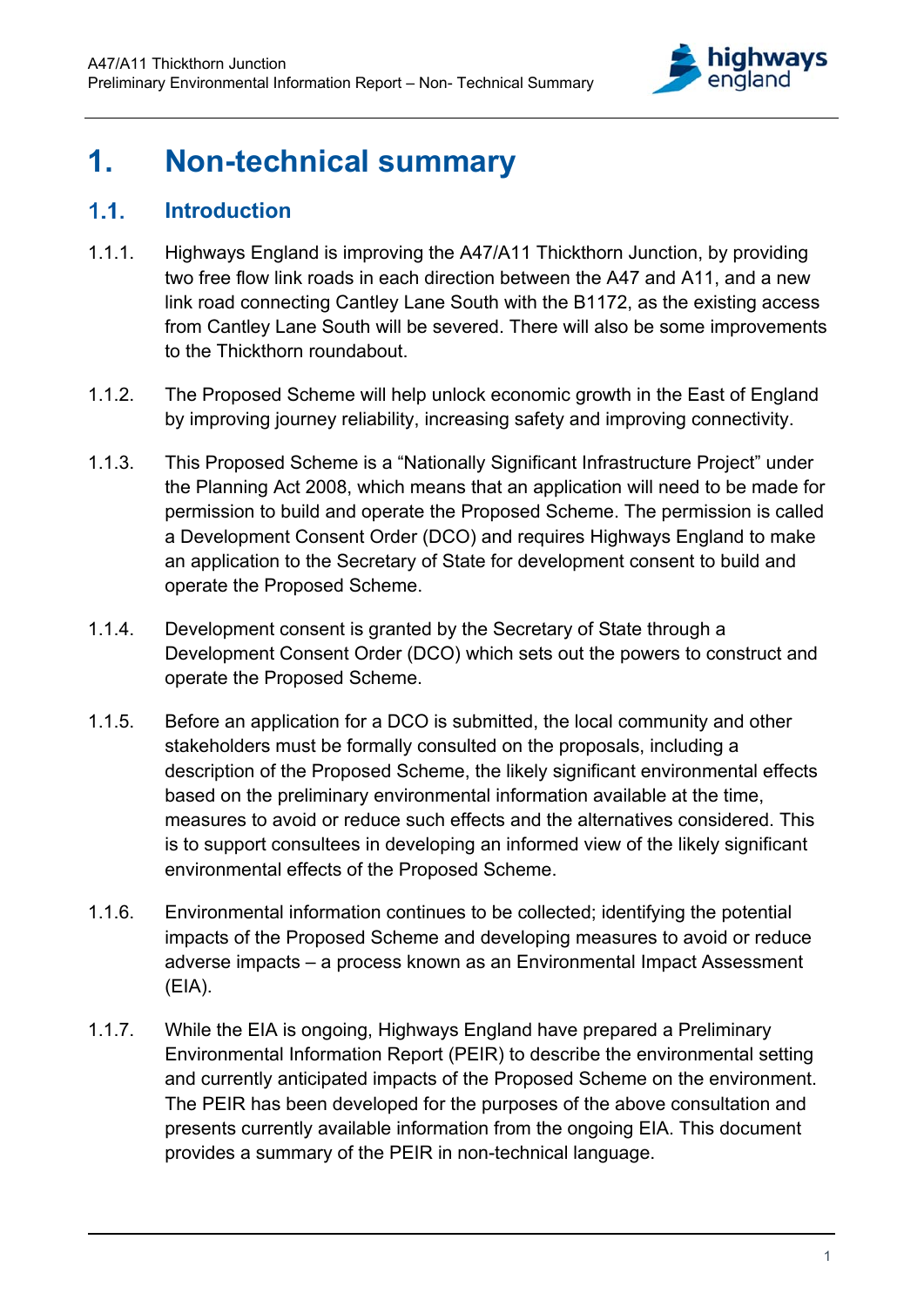# 1. Non-technical summary

## 1.1. Introduction

1.1.1. Highways England is improving the A47/A11 Thickthorn Junction, by providing two free flow link roads in each direction between the A47 and A11, and a new link road connecting Cantley Lane South with the B1172, as the existing access from Cantley Lane South will be severed. There will also be some improvements to the Thickthorn roundabout.

1.1.2. The Proposed Scheme will help unlock economic growth in the East of England by improving journey reliability, increasing safety and improving connectivity.

1.1.3. This Proposed Scheme is a "Nationally Significant Infrastructure Project" under the Planning Act 2008, which means that an application will need to be made for permission to build and operate the Proposed Scheme. The permission is called a Development Consent Order (DCO) and requires Highways England to make an application to the Secretary of State for development consent to build and operate the Proposed Scheme.

1.1.4. Development consent is granted by the Secretary of State through a Development Consent Order (DCO) which sets out the powers to construct and operate the Proposed Scheme.

1.1.5. Before an application for a DCO is submitted, the local community and other stakeholders must be formally consulted on the proposals, including a description of the Proposed Scheme, the likely significant environmental effects based on the preliminary environmental information available at the time, measures to avoid or reduce such effects and the alternatives considered. This is to support consultees in developing an informed view of the likely significant environmental effects of the Proposed Scheme.

1.1.6. Environmental information continues to be collected; identifying the potential impacts of the Proposed Scheme and developing measures to avoid or reduce adverse impacts – a process known as an Environmental Impact Assessment (EIA).

1.1.7. While the EIA is ongoing, Highways England have prepared a Preliminary Environmental Information Report (PEIR) to describe the environmental setting and currently anticipated impacts of the Proposed Scheme on the environment. The PEIR has been developed for the purposes of the above consultation and presents currently available information from the ongoing EIA. This document provides a summary of the PEIR in non-technical language.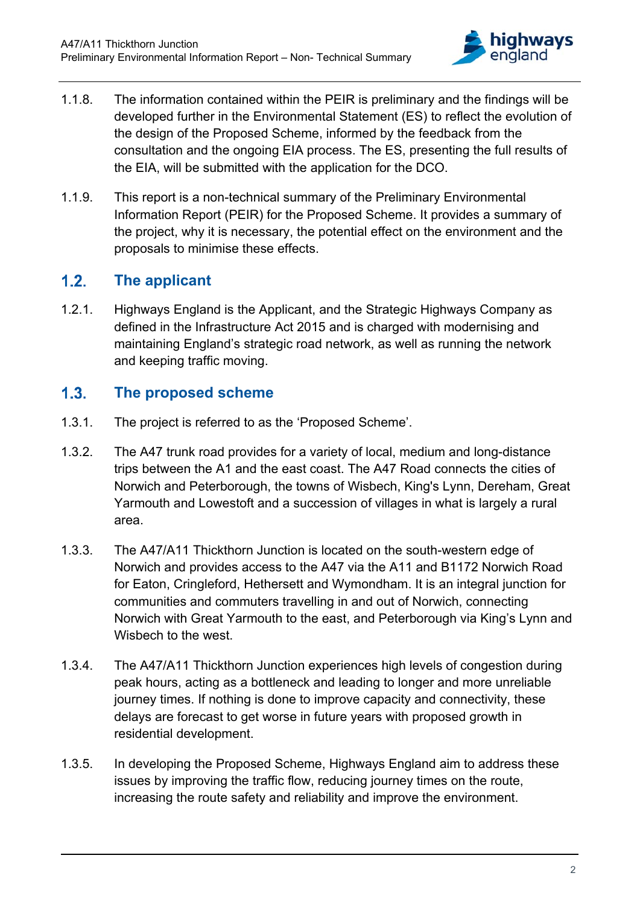1.1.8. The information contained within the PEIR is preliminary and the findings will be developed further in the Environmental Statement (ES) to reflect the evolution of the design of the Proposed Scheme, informed by the feedback from the consultation and the ongoing EIA process. The ES, presenting the full results of the EIA, will be submitted with the application for the DCO.

1.1.9. This report is a non-technical summary of the Preliminary Environmental Information Report (PEIR) for the Proposed Scheme. It provides a summary of the project, why it is necessary, the potential effect on the environment and the proposals to minimise these effects.

## 1.2. The applicant

1.2.1. Highways England is the Applicant, and the Strategic Highways Company as defined in the Infrastructure Act 2015 and is charged with modernising and maintaining England's strategic road network, as well as running the network and keeping traffic moving.

## 1.3. The proposed scheme

1.3.1. The project is referred to as the 'Proposed Scheme'.

1.3.2. The A47 trunk road provides for a variety of local, medium and long-distance trips between the A1 and the east coast. The A47 Road connects the cities of Norwich and Peterborough, the towns of Wisbech, King's Lynn, Dereham, Great Yarmouth and Lowestoft and a succession of villages in what is largely a rural area.

1.3.3. The A47/A11 Thickthorn Junction is located on the south-western edge of Norwich and provides access to the A47 via the A11 and B1172 Norwich Road for Eaton, Cringleford, Hethersett and Wymondham. It is an integral junction for communities and commuters travelling in and out of Norwich, connecting Norwich with Great Yarmouth to the east, and Peterborough via King's Lynn and Wisbech to the west.

1.3.4. The A47/A11 Thickthorn Junction experiences high levels of congestion during peak hours, acting as a bottleneck and leading to longer and more unreliable journey times. If nothing is done to improve capacity and connectivity, these delays are forecast to get worse in future years with proposed growth in residential development.

1.3.5. In developing the Proposed Scheme, Highways England aim to address these issues by improving the traffic flow, reducing journey times on the route, increasing the route safety and reliability and improve the environment.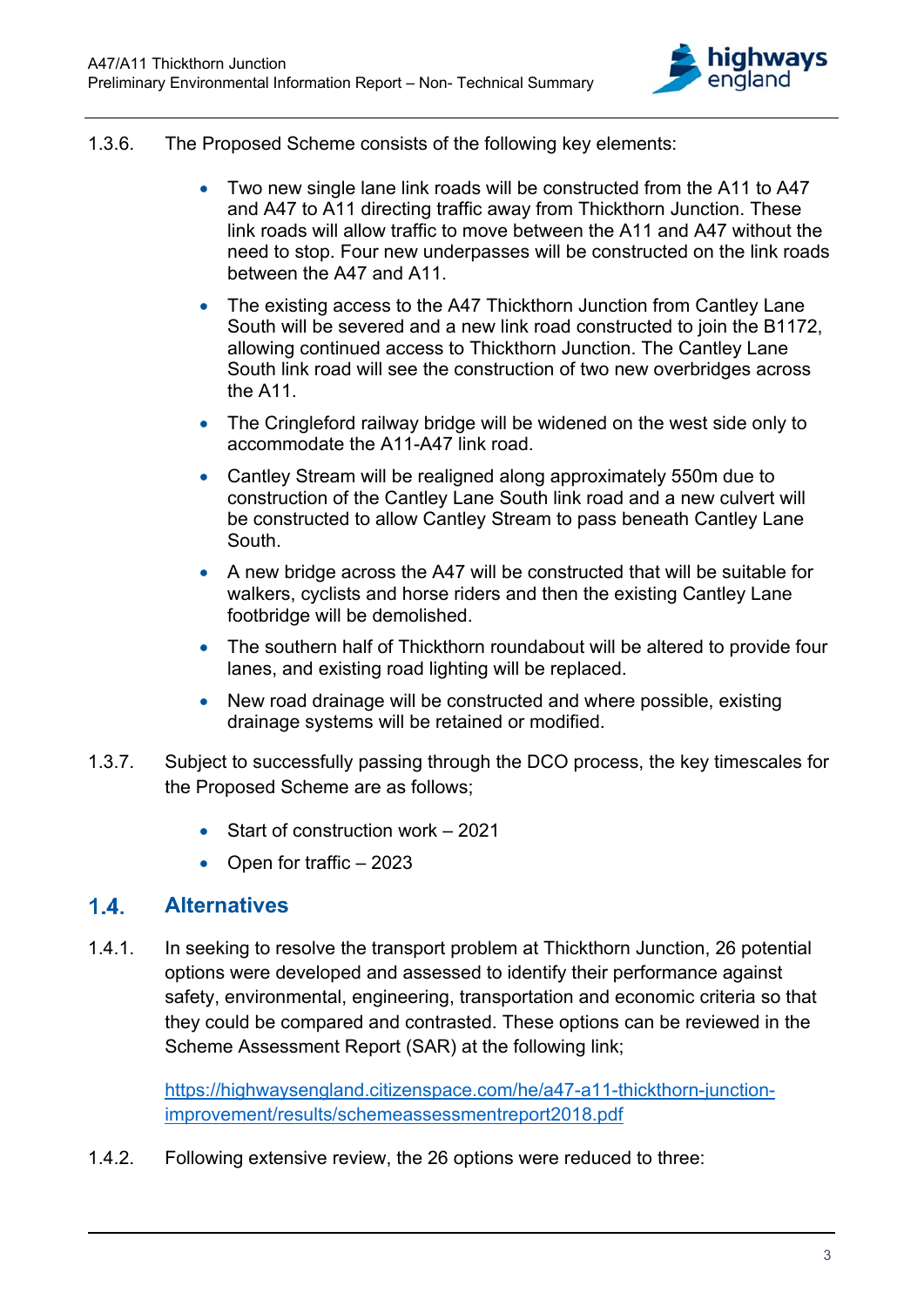1.3.6. The Proposed Scheme consists of the following key elements:

- Two new single lane link roads will be constructed from the A11 to A47 and A47 to A11 directing traffic away from Thickthorn Junction. These link roads will allow traffic to move between the A11 and A47 without the need to stop. Four new underpasses will be constructed on the link roads between the A47 and A11.
- The existing access to the A47 Thickthorn Junction from Cantley Lane South will be severed and a new link road constructed to join the B1172, allowing continued access to Thickthorn Junction. The Cantley Lane South link road will see the construction of two new overbridges across the A11.
- The Cringleford railway bridge will be widened on the west side only to accommodate the A11-A47 link road.
- Cantley Stream will be realigned along approximately 550m due to construction of the Cantley Lane South link road and a new culvert will be constructed to allow Cantley Stream to pass beneath Cantley Lane South.
- A new bridge across the A47 will be constructed that will be suitable for walkers, cyclists and horse riders and then the existing Cantley Lane footbridge will be demolished.
- The southern half of Thickthorn roundabout will be altered to provide four lanes, and existing road lighting will be replaced.
- New road drainage will be constructed and where possible, existing drainage systems will be retained or modified.

1.3.7. Subject to successfully passing through the DCO process, the key timescales for the Proposed Scheme are as follows;

- Start of construction work – 2021
- Open for traffic – 2023

## 1.4. Alternatives

1.4.1. In seeking to resolve the transport problem at Thickthorn Junction, 26 potential options were developed and assessed to identify their performance against safety, environmental, engineering, transportation and economic criteria so that they could be compared and contrasted. These options can be reviewed in the Scheme Assessment Report (SAR) at the following link;

https://highwaysengland.citizenspace.com/he/a47-a11-thickthorn-junction-improvement/results/schemeassessmentreport2018.pdf

1.4.2. Following extensive review, the 26 options were reduced to three: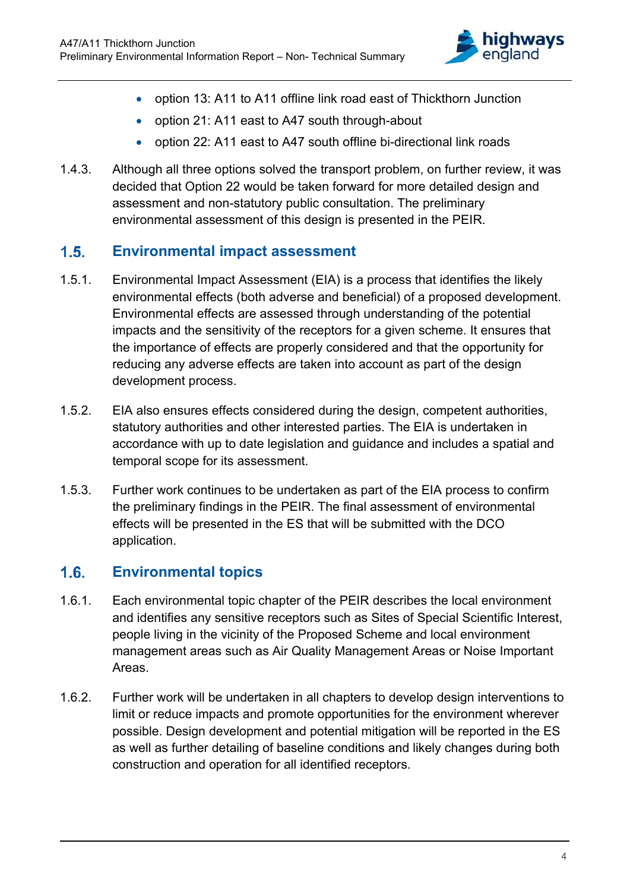- option 13: A11 to A11 offline link road east of Thickthorn Junction
- option 21: A11 east to A47 south through-about
- option 22: A11 east to A47 south offline bi-directional link roads

1.4.3. Although all three options solved the transport problem, on further review, it was decided that Option 22 would be taken forward for more detailed design and assessment and non-statutory public consultation. The preliminary environmental assessment of this design is presented in the PEIR.

## 1.5. Environmental impact assessment

1.5.1. Environmental Impact Assessment (EIA) is a process that identifies the likely environmental effects (both adverse and beneficial) of a proposed development. Environmental effects are assessed through understanding of the potential impacts and the sensitivity of the receptors for a given scheme. It ensures that the importance of effects are properly considered and that the opportunity for reducing any adverse effects are taken into account as part of the design development process.

1.5.2. EIA also ensures effects considered during the design, competent authorities, statutory authorities and other interested parties. The EIA is undertaken in accordance with up to date legislation and guidance and includes a spatial and temporal scope for its assessment.

1.5.3. Further work continues to be undertaken as part of the EIA process to confirm the preliminary findings in the PEIR. The final assessment of environmental effects will be presented in the ES that will be submitted with the DCO application.

## 1.6. Environmental topics

1.6.1. Each environmental topic chapter of the PEIR describes the local environment and identifies any sensitive receptors such as Sites of Special Scientific Interest, people living in the vicinity of the Proposed Scheme and local environment management areas such as Air Quality Management Areas or Noise Important Areas.

1.6.2. Further work will be undertaken in all chapters to develop design interventions to limit or reduce impacts and promote opportunities for the environment wherever possible. Design development and potential mitigation will be reported in the ES as well as further detailing of baseline conditions and likely changes during both construction and operation for all identified receptors.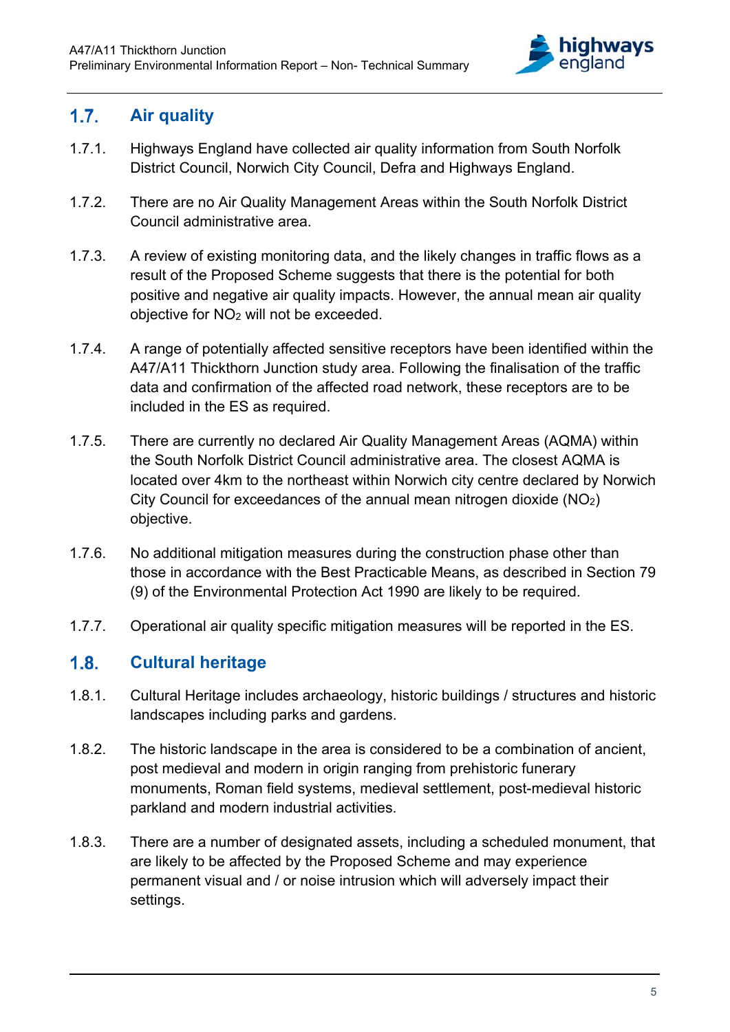## 1.7. Air quality

1.7.1. Highways England have collected air quality information from South Norfolk District Council, Norwich City Council, Defra and Highways England.

1.7.2. There are no Air Quality Management Areas within the South Norfolk District Council administrative area.

1.7.3. A review of existing monitoring data, and the likely changes in traffic flows as a result of the Proposed Scheme suggests that there is the potential for both positive and negative air quality impacts. However, the annual mean air quality objective for $NO_2$ will not be exceeded.

1.7.4. A range of potentially affected sensitive receptors have been identified within the A47/A11 Thickthorn Junction study area. Following the finalisation of the traffic data and confirmation of the affected road network, these receptors are to be included in the ES as required.

1.7.5. There are currently no declared Air Quality Management Areas (AQMA) within the South Norfolk District Council administrative area. The closest AQMA is located over 4km to the northeast within Norwich city centre declared by Norwich City Council for exceedances of the annual mean nitrogen dioxide ($NO_2$) objective.

1.7.6. No additional mitigation measures during the construction phase other than those in accordance with the Best Practicable Means, as described in Section 79 (9) of the Environmental Protection Act 1990 are likely to be required.

1.7.7. Operational air quality specific mitigation measures will be reported in the ES.

## 1.8. Cultural heritage

1.8.1. Cultural Heritage includes archaeology, historic buildings / structures and historic landscapes including parks and gardens.

1.8.2. The historic landscape in the area is considered to be a combination of ancient, post medieval and modern in origin ranging from prehistoric funerary monuments, Roman field systems, medieval settlement, post-medieval historic parkland and modern industrial activities.

1.8.3. There are a number of designated assets, including a scheduled monument, that are likely to be affected by the Proposed Scheme and may experience permanent visual and / or noise intrusion which will adversely impact their settings.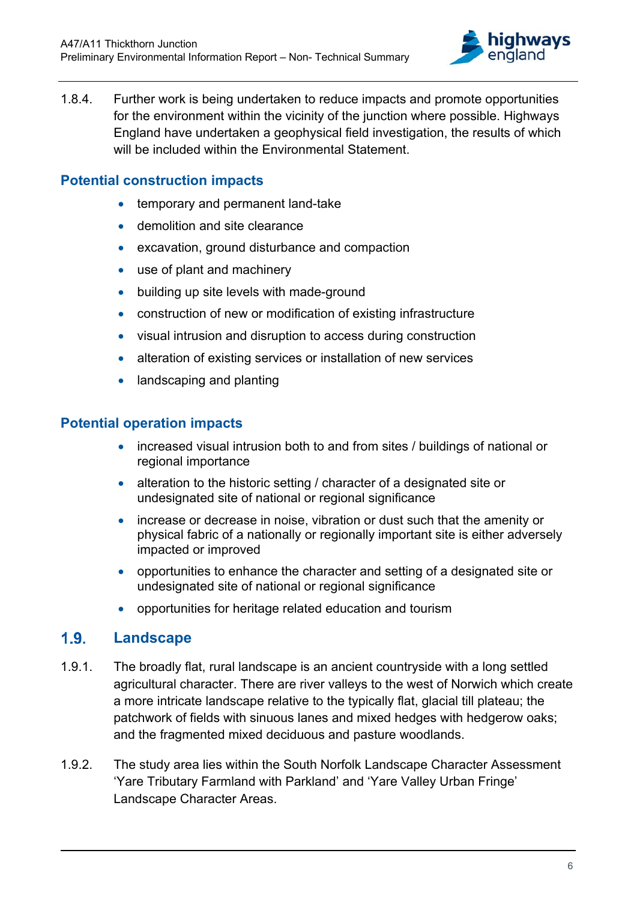1.8.4. Further work is being undertaken to reduce impacts and promote opportunities for the environment within the vicinity of the junction where possible. Highways England have undertaken a geophysical field investigation, the results of which will be included within the Environmental Statement.

### Potential construction impacts

- temporary and permanent land-take
- demolition and site clearance
- excavation, ground disturbance and compaction
- use of plant and machinery
- building up site levels with made-ground
- construction of new or modification of existing infrastructure
- visual intrusion and disruption to access during construction
- alteration of existing services or installation of new services
- landscaping and planting

### Potential operation impacts

- increased visual intrusion both to and from sites / buildings of national or regional importance
- alteration to the historic setting / character of a designated site or undesignated site of national or regional significance
- increase or decrease in noise, vibration or dust such that the amenity or physical fabric of a nationally or regionally important site is either adversely impacted or improved
- opportunities to enhance the character and setting of a designated site or undesignated site of national or regional significance
- opportunities for heritage related education and tourism

## 1.9. Landscape

1.9.1. The broadly flat, rural landscape is an ancient countryside with a long settled agricultural character. There are river valleys to the west of Norwich which create a more intricate landscape relative to the typically flat, glacial till plateau; the patchwork of fields with sinuous lanes and mixed hedges with hedgerow oaks; and the fragmented mixed deciduous and pasture woodlands.

1.9.2. The study area lies within the South Norfolk Landscape Character Assessment 'Yare Tributary Farmland with Parkland' and 'Yare Valley Urban Fringe' Landscape Character Areas.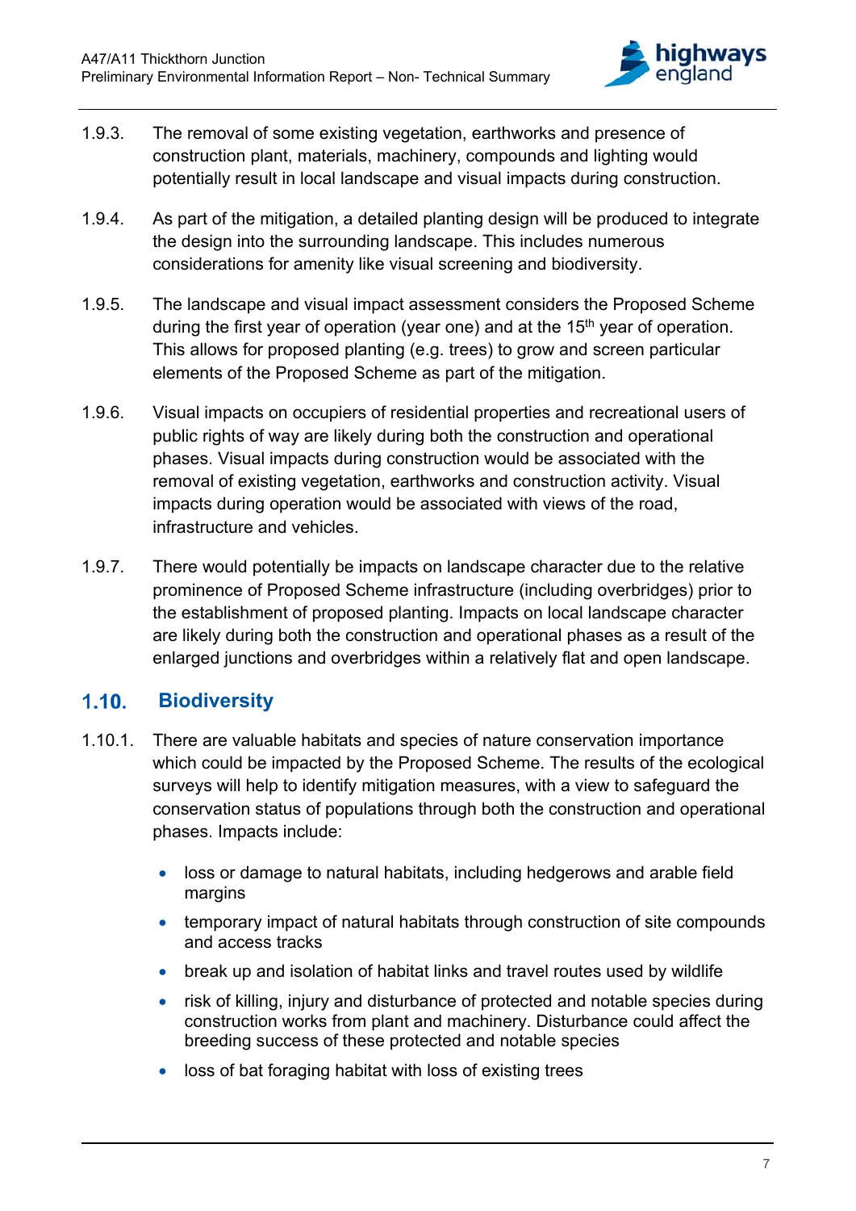1.9.3. The removal of some existing vegetation, earthworks and presence of construction plant, materials, machinery, compounds and lighting would potentially result in local landscape and visual impacts during construction.

1.9.4. As part of the mitigation, a detailed planting design will be produced to integrate the design into the surrounding landscape. This includes numerous considerations for amenity like visual screening and biodiversity.

1.9.5. The landscape and visual impact assessment considers the Proposed Scheme during the first year of operation (year one) and at the 15th year of operation. This allows for proposed planting (e.g. trees) to grow and screen particular elements of the Proposed Scheme as part of the mitigation.

1.9.6. Visual impacts on occupiers of residential properties and recreational users of public rights of way are likely during both the construction and operational phases. Visual impacts during construction would be associated with the removal of existing vegetation, earthworks and construction activity. Visual impacts during operation would be associated with views of the road, infrastructure and vehicles.

1.9.7. There would potentially be impacts on landscape character due to the relative prominence of Proposed Scheme infrastructure (including overbridges) prior to the establishment of proposed planting. Impacts on local landscape character are likely during both the construction and operational phases as a result of the enlarged junctions and overbridges within a relatively flat and open landscape.

## 1.10. Biodiversity

1.10.1. There are valuable habitats and species of nature conservation importance which could be impacted by the Proposed Scheme. The results of the ecological surveys will help to identify mitigation measures, with a view to safeguard the conservation status of populations through both the construction and operational phases. Impacts include:

- loss or damage to natural habitats, including hedgerows and arable field margins
- temporary impact of natural habitats through construction of site compounds and access tracks
- break up and isolation of habitat links and travel routes used by wildlife
- risk of killing, injury and disturbance of protected and notable species during construction works from plant and machinery. Disturbance could affect the breeding success of these protected and notable species
- loss of bat foraging habitat with loss of existing trees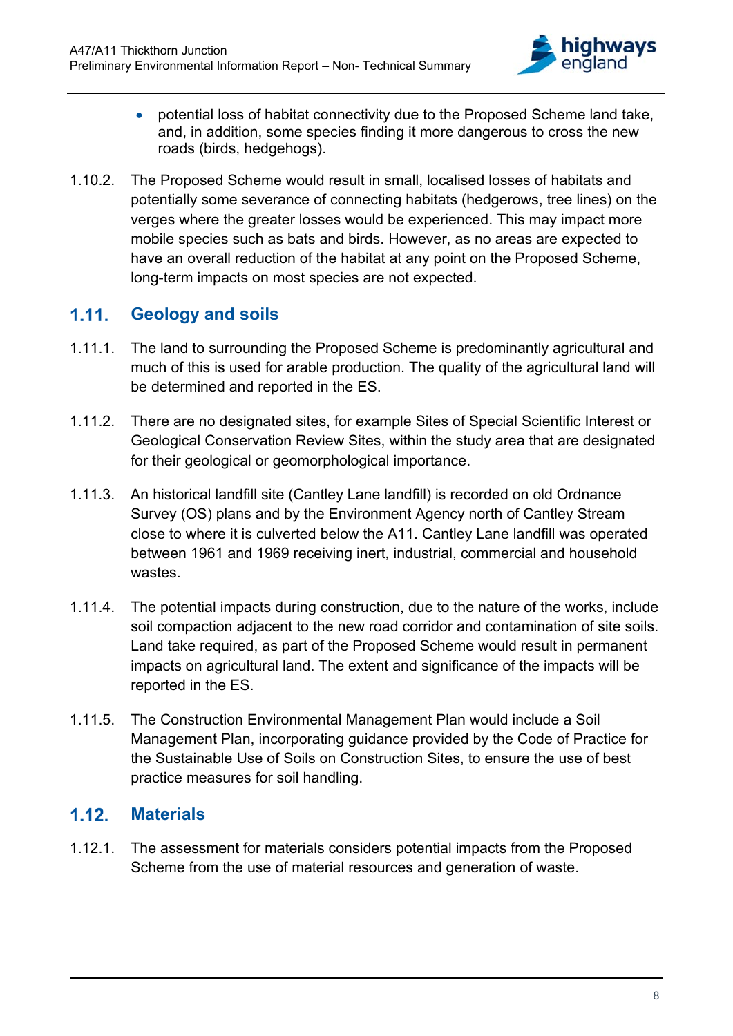- potential loss of habitat connectivity due to the Proposed Scheme land take, and, in addition, some species finding it more dangerous to cross the new roads (birds, hedgehogs).

1.10.2. The Proposed Scheme would result in small, localised losses of habitats and potentially some severance of connecting habitats (hedgerows, tree lines) on the verges where the greater losses would be experienced. This may impact more mobile species such as bats and birds. However, as no areas are expected to have an overall reduction of the habitat at any point on the Proposed Scheme, long-term impacts on most species are not expected.

## 1.11. Geology and soils

1.11.1. The land to surrounding the Proposed Scheme is predominantly agricultural and much of this is used for arable production. The quality of the agricultural land will be determined and reported in the ES.

1.11.2. There are no designated sites, for example Sites of Special Scientific Interest or Geological Conservation Review Sites, within the study area that are designated for their geological or geomorphological importance.

1.11.3. An historical landfill site (Cantley Lane landfill) is recorded on old Ordnance Survey (OS) plans and by the Environment Agency north of Cantley Stream close to where it is culverted below the A11. Cantley Lane landfill was operated between 1961 and 1969 receiving inert, industrial, commercial and household wastes.

1.11.4. The potential impacts during construction, due to the nature of the works, include soil compaction adjacent to the new road corridor and contamination of site soils. Land take required, as part of the Proposed Scheme would result in permanent impacts on agricultural land. The extent and significance of the impacts will be reported in the ES.

1.11.5. The Construction Environmental Management Plan would include a Soil Management Plan, incorporating guidance provided by the Code of Practice for the Sustainable Use of Soils on Construction Sites, to ensure the use of best practice measures for soil handling.

## 1.12. Materials

1.12.1. The assessment for materials considers potential impacts from the Proposed Scheme from the use of material resources and generation of waste.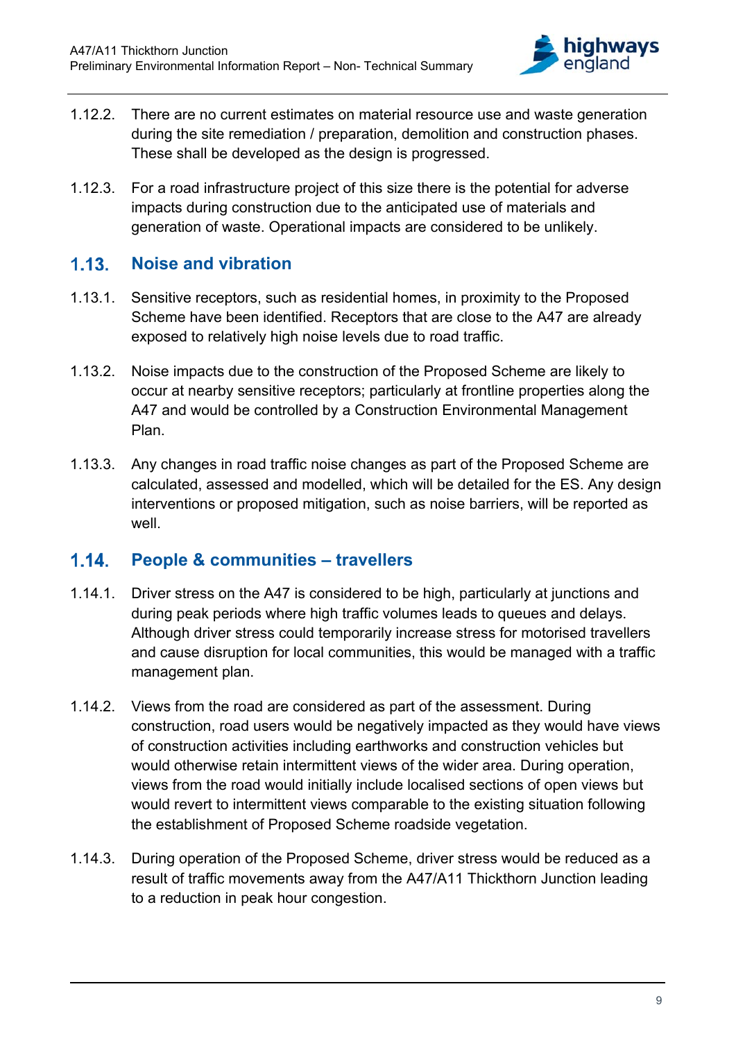1.12.2. There are no current estimates on material resource use and waste generation during the site remediation / preparation, demolition and construction phases. These shall be developed as the design is progressed.

1.12.3. For a road infrastructure project of this size there is the potential for adverse impacts during construction due to the anticipated use of materials and generation of waste. Operational impacts are considered to be unlikely.

## 1.13. Noise and vibration

1.13.1. Sensitive receptors, such as residential homes, in proximity to the Proposed Scheme have been identified. Receptors that are close to the A47 are already exposed to relatively high noise levels due to road traffic.

1.13.2. Noise impacts due to the construction of the Proposed Scheme are likely to occur at nearby sensitive receptors; particularly at frontline properties along the A47 and would be controlled by a Construction Environmental Management Plan.

1.13.3. Any changes in road traffic noise changes as part of the Proposed Scheme are calculated, assessed and modelled, which will be detailed for the ES. Any design interventions or proposed mitigation, such as noise barriers, will be reported as well.

## 1.14. People & communities – travellers

1.14.1. Driver stress on the A47 is considered to be high, particularly at junctions and during peak periods where high traffic volumes leads to queues and delays. Although driver stress could temporarily increase stress for motorised travellers and cause disruption for local communities, this would be managed with a traffic management plan.

1.14.2. Views from the road are considered as part of the assessment. During construction, road users would be negatively impacted as they would have views of construction activities including earthworks and construction vehicles but would otherwise retain intermittent views of the wider area. During operation, views from the road would initially include localised sections of open views but would revert to intermittent views comparable to the existing situation following the establishment of Proposed Scheme roadside vegetation.

1.14.3. During operation of the Proposed Scheme, driver stress would be reduced as a result of traffic movements away from the A47/A11 Thickthorn Junction leading to a reduction in peak hour congestion.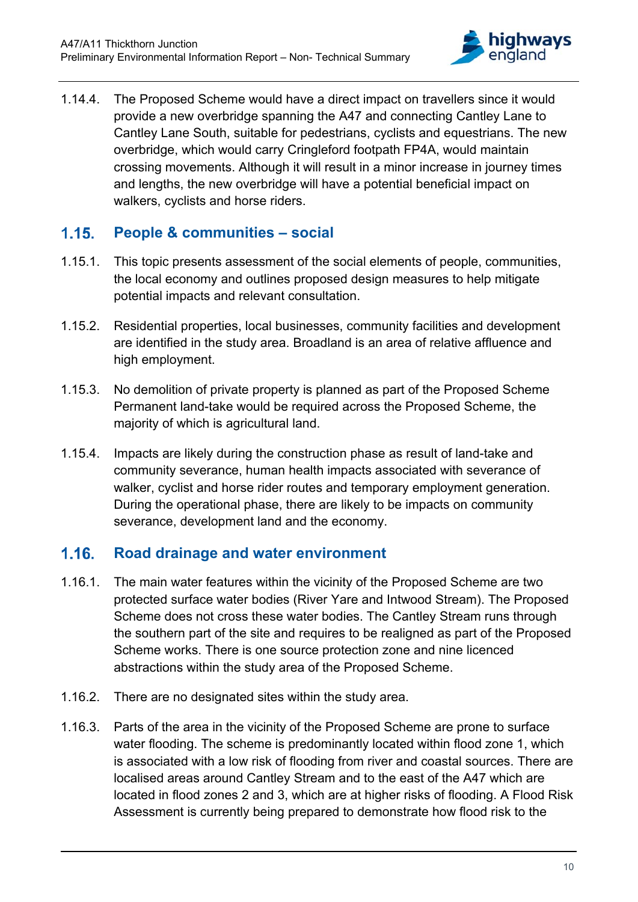1.14.4. The Proposed Scheme would have a direct impact on travellers since it would provide a new overbridge spanning the A47 and connecting Cantley Lane to Cantley Lane South, suitable for pedestrians, cyclists and equestrians. The new overbridge, which would carry Cringleford footpath FP4A, would maintain crossing movements. Although it will result in a minor increase in journey times and lengths, the new overbridge will have a potential beneficial impact on walkers, cyclists and horse riders.

## 1.15. People & communities – social

1.15.1. This topic presents assessment of the social elements of people, communities, the local economy and outlines proposed design measures to help mitigate potential impacts and relevant consultation.

1.15.2. Residential properties, local businesses, community facilities and development are identified in the study area. Broadland is an area of relative affluence and high employment.

1.15.3. No demolition of private property is planned as part of the Proposed Scheme Permanent land-take would be required across the Proposed Scheme, the majority of which is agricultural land.

1.15.4. Impacts are likely during the construction phase as result of land-take and community severance, human health impacts associated with severance of walker, cyclist and horse rider routes and temporary employment generation. During the operational phase, there are likely to be impacts on community severance, development land and the economy.

## 1.16. Road drainage and water environment

1.16.1. The main water features within the vicinity of the Proposed Scheme are two protected surface water bodies (River Yare and Intwood Stream). The Proposed Scheme does not cross these water bodies. The Cantley Stream runs through the southern part of the site and requires to be realigned as part of the Proposed Scheme works. There is one source protection zone and nine licenced abstractions within the study area of the Proposed Scheme.

1.16.2. There are no designated sites within the study area.

1.16.3. Parts of the area in the vicinity of the Proposed Scheme are prone to surface water flooding. The scheme is predominantly located within flood zone 1, which is associated with a low risk of flooding from river and coastal sources. There are localised areas around Cantley Stream and to the east of the A47 which are located in flood zones 2 and 3, which are at higher risks of flooding. A Flood Risk Assessment is currently being prepared to demonstrate how flood risk to the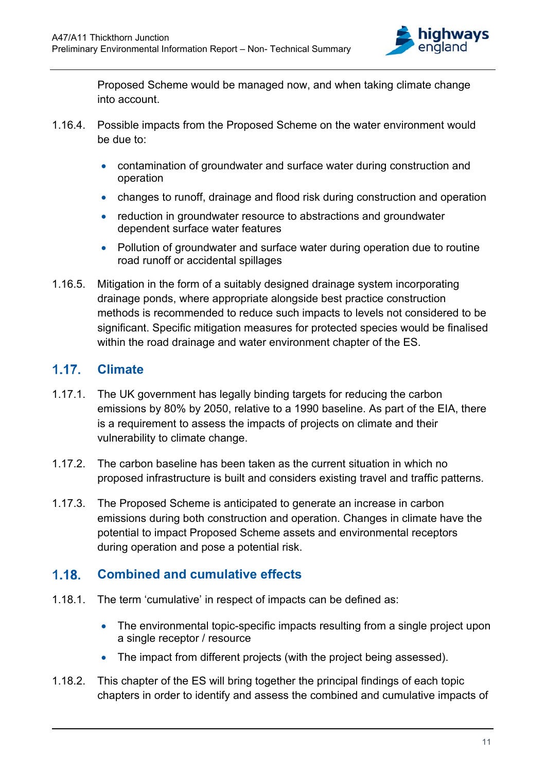Proposed Scheme would be managed now, and when taking climate change into account.

1.16.4. Possible impacts from the Proposed Scheme on the water environment would be due to:

- contamination of groundwater and surface water during construction and operation
- changes to runoff, drainage and flood risk during construction and operation
- reduction in groundwater resource to abstractions and groundwater dependent surface water features
- Pollution of groundwater and surface water during operation due to routine road runoff or accidental spillages

1.16.5. Mitigation in the form of a suitably designed drainage system incorporating drainage ponds, where appropriate alongside best practice construction methods is recommended to reduce such impacts to levels not considered to be significant. Specific mitigation measures for protected species would be finalised within the road drainage and water environment chapter of the ES.

## 1.17. Climate

1.17.1. The UK government has legally binding targets for reducing the carbon emissions by 80% by 2050, relative to a 1990 baseline. As part of the EIA, there is a requirement to assess the impacts of projects on climate and their vulnerability to climate change.

1.17.2. The carbon baseline has been taken as the current situation in which no proposed infrastructure is built and considers existing travel and traffic patterns.

1.17.3. The Proposed Scheme is anticipated to generate an increase in carbon emissions during both construction and operation. Changes in climate have the potential to impact Proposed Scheme assets and environmental receptors during operation and pose a potential risk.

## 1.18. Combined and cumulative effects

1.18.1. The term 'cumulative' in respect of impacts can be defined as:

- The environmental topic-specific impacts resulting from a single project upon a single receptor / resource
- The impact from different projects (with the project being assessed).

1.18.2. This chapter of the ES will bring together the principal findings of each topic chapters in order to identify and assess the combined and cumulative impacts of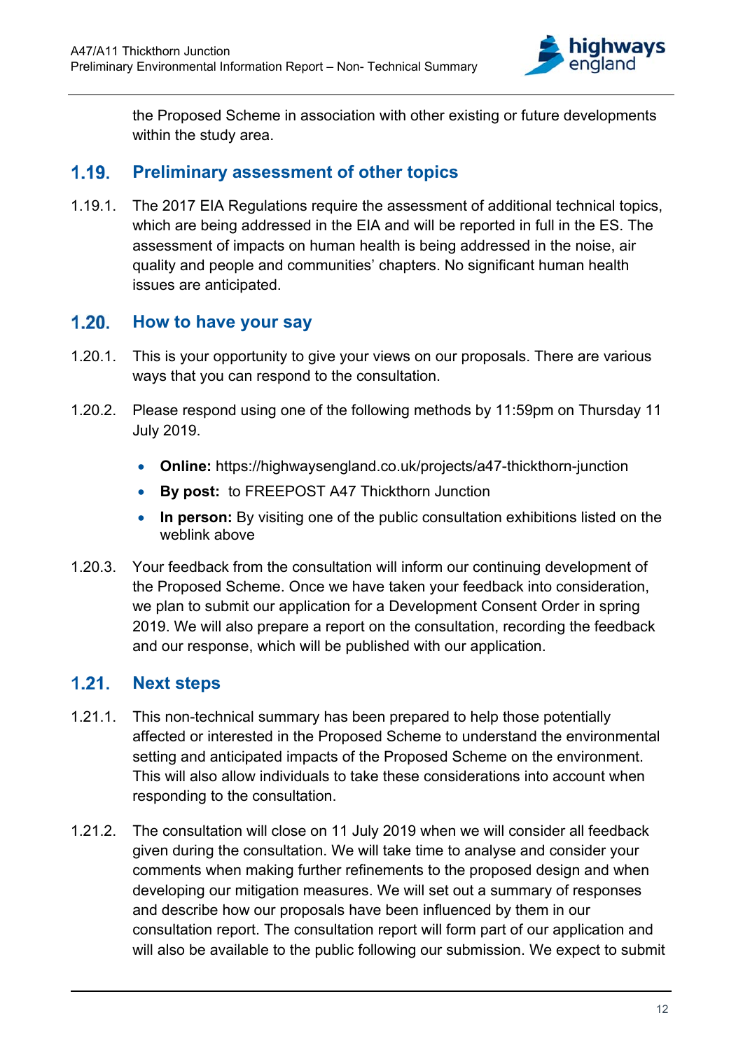the Proposed Scheme in association with other existing or future developments within the study area.

## 1.19. Preliminary assessment of other topics

1.19.1. The 2017 EIA Regulations require the assessment of additional technical topics, which are being addressed in the EIA and will be reported in full in the ES. The assessment of impacts on human health is being addressed in the noise, air quality and people and communities' chapters. No significant human health issues are anticipated.

## 1.20. How to have your say

1.20.1. This is your opportunity to give your views on our proposals. There are various ways that you can respond to the consultation.

1.20.2. Please respond using one of the following methods by 11:59pm on Thursday 11 July 2019.

- **Online:** https://highwaysengland.co.uk/projects/a47-thickthorn-junction
- **By post:** to FREEPOST A47 Thickthorn Junction
- **In person:** By visiting one of the public consultation exhibitions listed on the weblink above

1.20.3. Your feedback from the consultation will inform our continuing development of the Proposed Scheme. Once we have taken your feedback into consideration, we plan to submit our application for a Development Consent Order in spring 2019. We will also prepare a report on the consultation, recording the feedback and our response, which will be published with our application.

## 1.21. Next steps

1.21.1. This non-technical summary has been prepared to help those potentially affected or interested in the Proposed Scheme to understand the environmental setting and anticipated impacts of the Proposed Scheme on the environment. This will also allow individuals to take these considerations into account when responding to the consultation.

1.21.2. The consultation will close on 11 July 2019 when we will consider all feedback given during the consultation. We will take time to analyse and consider your comments when making further refinements to the proposed design and when developing our mitigation measures. We will set out a summary of responses and describe how our proposals have been influenced by them in our consultation report. The consultation report will form part of our application and will also be available to the public following our submission. We expect to submit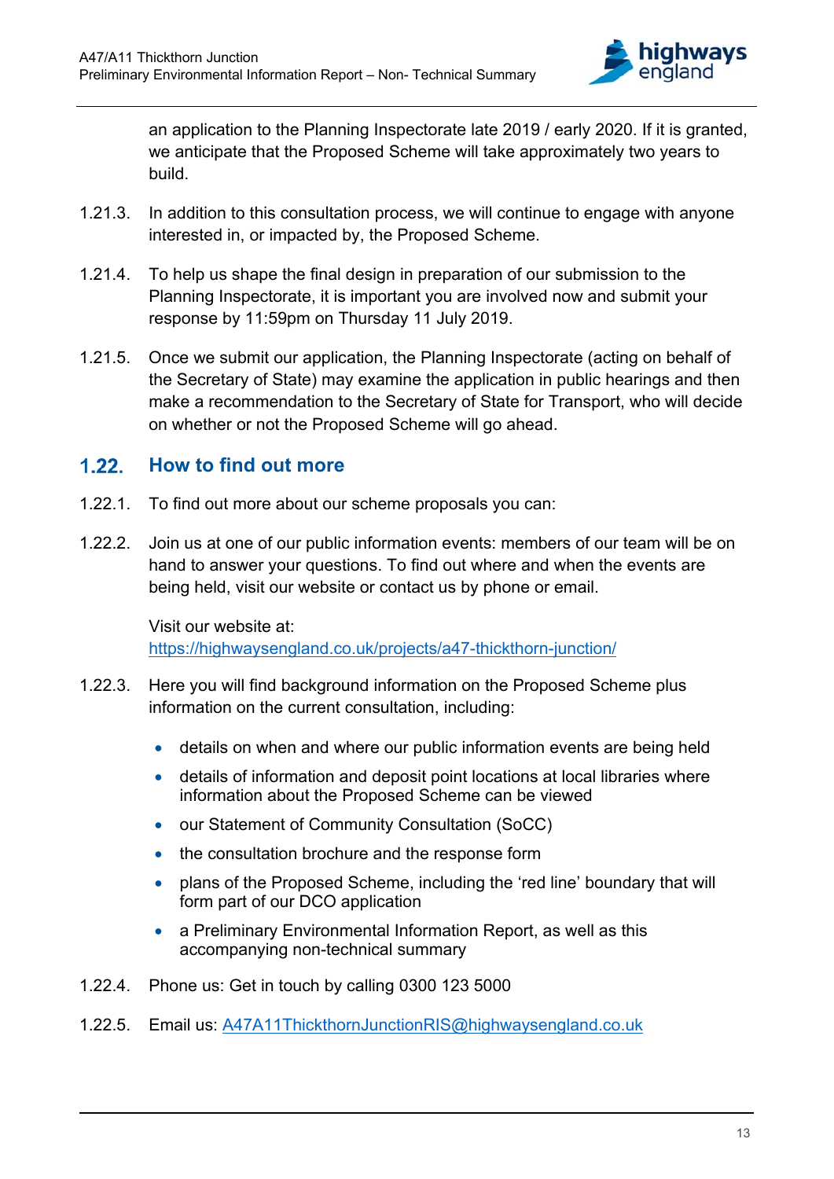an application to the Planning Inspectorate late 2019 / early 2020. If it is granted, we anticipate that the Proposed Scheme will take approximately two years to build.

1.21.3. In addition to this consultation process, we will continue to engage with anyone interested in, or impacted by, the Proposed Scheme.

1.21.4. To help us shape the final design in preparation of our submission to the Planning Inspectorate, it is important you are involved now and submit your response by 11:59pm on Thursday 11 July 2019.

1.21.5. Once we submit our application, the Planning Inspectorate (acting on behalf of the Secretary of State) may examine the application in public hearings and then make a recommendation to the Secretary of State for Transport, who will decide on whether or not the Proposed Scheme will go ahead.

## 1.22. How to find out more

1.22.1. To find out more about our scheme proposals you can:

1.22.2. Join us at one of our public information events: members of our team will be on hand to answer your questions. To find out where and when the events are being held, visit our website or contact us by phone or email.

Visit our website at:
https://highwaysengland.co.uk/projects/a47-thickthorn-junction/

1.22.3. Here you will find background information on the Proposed Scheme plus information on the current consultation, including:

- details on when and where our public information events are being held
- details of information and deposit point locations at local libraries where information about the Proposed Scheme can be viewed
- our Statement of Community Consultation (SoCC)
- the consultation brochure and the response form
- plans of the Proposed Scheme, including the 'red line' boundary that will form part of our DCO application
- a Preliminary Environmental Information Report, as well as this accompanying non-technical summary

1.22.4. Phone us: Get in touch by calling 0300 123 5000

1.22.5. Email us: A47A11ThickthornJunctionRIS@highwaysengland.co.uk